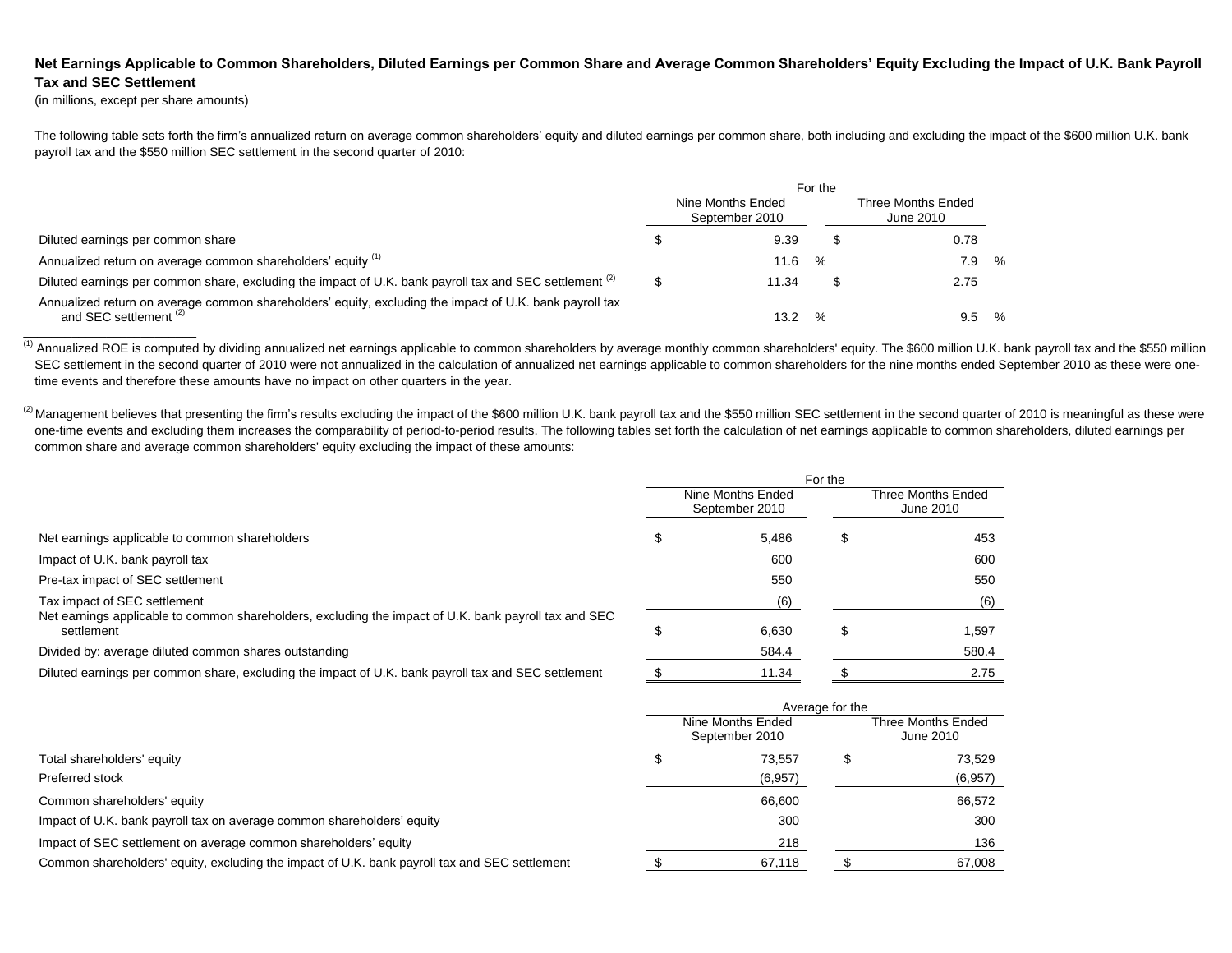**Net Earnings Applicable to Common Shareholders, Diluted Earnings per Common Share and Average Common Shareholders' Equity Excluding the Impact of U.K. Bank Payroll Tax and SEC Settlement**

(in millions, except per share amounts)

The following table sets forth the firm's annualized return on average common shareholders' equity and diluted earnings per common share, both including and excluding the impact of the $600 million U.K. bank payroll tax and the $550 million SEC settlement in the second quarter of 2010:

| | For the Nine Months Ended September 2010 | For the Three Months Ended June 2010 |
|---|---|---|
| Diluted earnings per common share | $ 9.39 | $ 0.78 |
| Annualized return on average common shareholders' equity [(1)] | 11.6 % | 7.9 % |
| Diluted earnings per common share, excluding the impact of U.K. bank payroll tax and SEC settlement [(2)] | $ 11.34 | $ 2.75 |
| Annualized return on average common shareholders' equity, excluding the impact of U.K. bank payroll tax and SEC settlement [(2)] | 13.2 % | 9.5 % |

[(1)] Annualized ROE is computed by dividing annualized net earnings applicable to common shareholders by average monthly common shareholders' equity. The $600 million U.K. bank payroll tax and the $550 million SEC settlement in the second quarter of 2010 were not annualized in the calculation of annualized net earnings applicable to common shareholders for the nine months ended September 2010 as these were one-time events and therefore these amounts have no impact on other quarters in the year.

[(2)] Management believes that presenting the firm's results excluding the impact of the $600 million U.K. bank payroll tax and the $550 million SEC settlement in the second quarter of 2010 is meaningful as these were one-time events and excluding them increases the comparability of period-to-period results. The following tables set forth the calculation of net earnings applicable to common shareholders, diluted earnings per common share and average common shareholders' equity excluding the impact of these amounts:

| | For the Nine Months Ended September 2010 | For the Three Months Ended June 2010 |
|---|---|---|
| Net earnings applicable to common shareholders | $ 5,486 | $ 453 |
| Impact of U.K. bank payroll tax | 600 | 600 |
| Pre-tax impact of SEC settlement | 550 | 550 |
| Tax impact of SEC settlement | (6) | (6) |
| Net earnings applicable to common shareholders, excluding the impact of U.K. bank payroll tax and SEC settlement | $ 6,630 | $ 1,597 |
| Divided by: average diluted common shares outstanding | 584.4 | 580.4 |
| Diluted earnings per common share, excluding the impact of U.K. bank payroll tax and SEC settlement | $ 11.34 | $ 2.75 |

| | Average for the Nine Months Ended September 2010 | Average for the Three Months Ended June 2010 |
|---|---|---|
| Total shareholders' equity | $ 73,557 | $ 73,529 |
| Preferred stock | (6,957) | (6,957) |
| Common shareholders' equity | 66,600 | 66,572 |
| Impact of U.K. bank payroll tax on average common shareholders' equity | 300 | 300 |
| Impact of SEC settlement on average common shareholders' equity | 218 | 136 |
| Common shareholders' equity, excluding the impact of U.K. bank payroll tax and SEC settlement | $ 67,118 | $ 67,008 |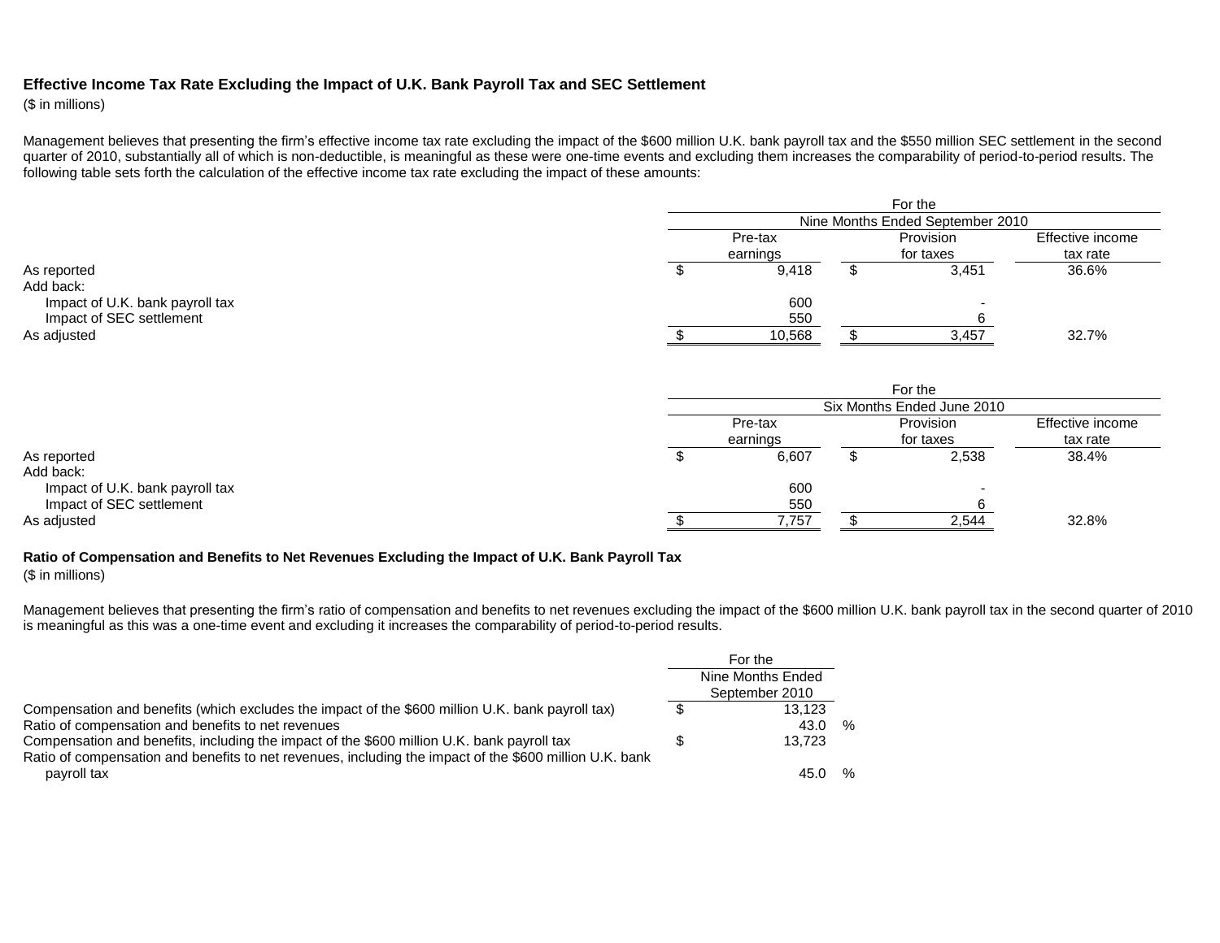**Effective Income Tax Rate Excluding the Impact of U.K. Bank Payroll Tax and SEC Settlement**

($ in millions)

Management believes that presenting the firm's effective income tax rate excluding the impact of the $600 million U.K. bank payroll tax and the $550 million SEC settlement in the second quarter of 2010, substantially all of which is non-deductible, is meaningful as these were one-time events and excluding them increases the comparability of period-to-period results. The following table sets forth the calculation of the effective income tax rate excluding the impact of these amounts:

| | For the Nine Months Ended September 2010 | | |
|---|---|---|---|
| | Pre-tax earnings | Provision for taxes | Effective income tax rate |
| As reported | $ 9,418 | $ 3,451 | 36.6% |
| Add back: | | | |
| Impact of U.K. bank payroll tax | 600 | - | |
| Impact of SEC settlement | 550 | 6 | |
| As adjusted | $ 10,568 | $ 3,457 | 32.7% |

| | For the Six Months Ended June 2010 | | |
|---|---|---|---|
| | Pre-tax earnings | Provision for taxes | Effective income tax rate |
| As reported | $ 6,607 | $ 2,538 | 38.4% |
| Add back: | | | |
| Impact of U.K. bank payroll tax | 600 | - | |
| Impact of SEC settlement | 550 | 6 | |
| As adjusted | $ 7,757 | $ 2,544 | 32.8% |

**Ratio of Compensation and Benefits to Net Revenues Excluding the Impact of U.K. Bank Payroll Tax**

($ in millions)

Management believes that presenting the firm's ratio of compensation and benefits to net revenues excluding the impact of the $600 million U.K. bank payroll tax in the second quarter of 2010 is meaningful as this was a one-time event and excluding it increases the comparability of period-to-period results.

| | For the Nine Months Ended September 2010 |
|---|---|
| Compensation and benefits (which excludes the impact of the $600 million U.K. bank payroll tax) | $ 13,123 |
| Ratio of compensation and benefits to net revenues | 43.0 % |
| Compensation and benefits, including the impact of the $600 million U.K. bank payroll tax | $ 13,723 |
| Ratio of compensation and benefits to net revenues, including the impact of the $600 million U.K. bank payroll tax | 45.0 % |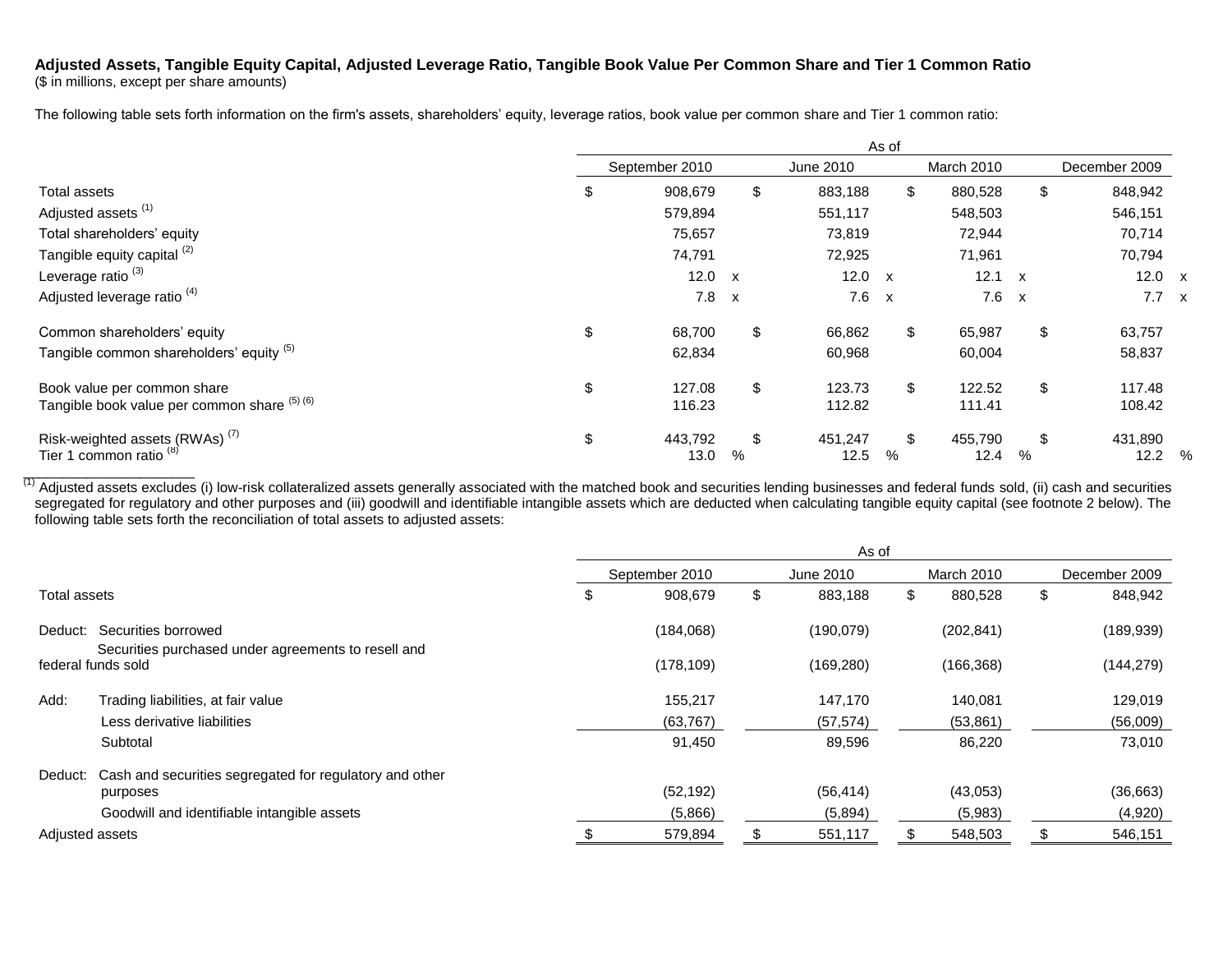**Adjusted Assets, Tangible Equity Capital, Adjusted Leverage Ratio, Tangible Book Value Per Common Share and Tier 1 Common Ratio**

($ in millions, except per share amounts)

The following table sets forth information on the firm's assets, shareholders' equity, leverage ratios, book value per common share and Tier 1 common ratio:

| | As of | | | |
|---|---|---|---|---|
| | September 2010 | June 2010 | March 2010 | December 2009 |
| Total assets | $ 908,679 | $ 883,188 | $ 880,528 | $ 848,942 |
| Adjusted assets [(1)] | 579,894 | 551,117 | 548,503 | 546,151 |
| Total shareholders' equity | 75,657 | 73,819 | 72,944 | 70,714 |
| Tangible equity capital [(2)] | 74,791 | 72,925 | 71,961 | 70,794 |
| Leverage ratio [(3)] | 12.0 x | 12.0 x | 12.1 x | 12.0 x |
| Adjusted leverage ratio [(4)] | 7.8 x | 7.6 x | 7.6 x | 7.7 x |
| Common shareholders' equity | $ 68,700 | $ 66,862 | $ 65,987 | $ 63,757 |
| Tangible common shareholders' equity [(5)] | 62,834 | 60,968 | 60,004 | 58,837 |
| Book value per common share | $ 127.08 | $ 123.73 | $ 122.52 | $ 117.48 |
| Tangible book value per common share [(5) (6)] | 116.23 | 112.82 | 111.41 | 108.42 |
| Risk-weighted assets (RWAs) [(7)] | $ 443,792 | $ 451,247 | $ 455,790 | $ 431,890 |
| Tier 1 common ratio [(8)] | 13.0 % | 12.5 % | 12.4 % | 12.2 % |

[(1)] Adjusted assets excludes (i) low-risk collateralized assets generally associated with the matched book and securities lending businesses and federal funds sold, (ii) cash and securities segregated for regulatory and other purposes and (iii) goodwill and identifiable intangible assets which are deducted when calculating tangible equity capital (see footnote 2 below). The following table sets forth the reconciliation of total assets to adjusted assets:

| | As of | | | |
|---|---|---|---|---|
| | September 2010 | June 2010 | March 2010 | December 2009 |
| Total assets | $ 908,679 | $ 883,188 | $ 880,528 | $ 848,942 |
| Deduct: Securities borrowed | (184,068) | (190,079) | (202,841) | (189,939) |
| Securities purchased under agreements to resell and federal funds sold | (178,109) | (169,280) | (166,368) | (144,279) |
| Add: Trading liabilities, at fair value | 155,217 | 147,170 | 140,081 | 129,019 |
| Less derivative liabilities | (63,767) | (57,574) | (53,861) | (56,009) |
| Subtotal | 91,450 | 89,596 | 86,220 | 73,010 |
| Deduct: Cash and securities segregated for regulatory and other purposes | (52,192) | (56,414) | (43,053) | (36,663) |
| Goodwill and identifiable intangible assets | (5,866) | (5,894) | (5,983) | (4,920) |
| Adjusted assets | $ 579,894 | $ 551,117 | $ 548,503 | $ 546,151 |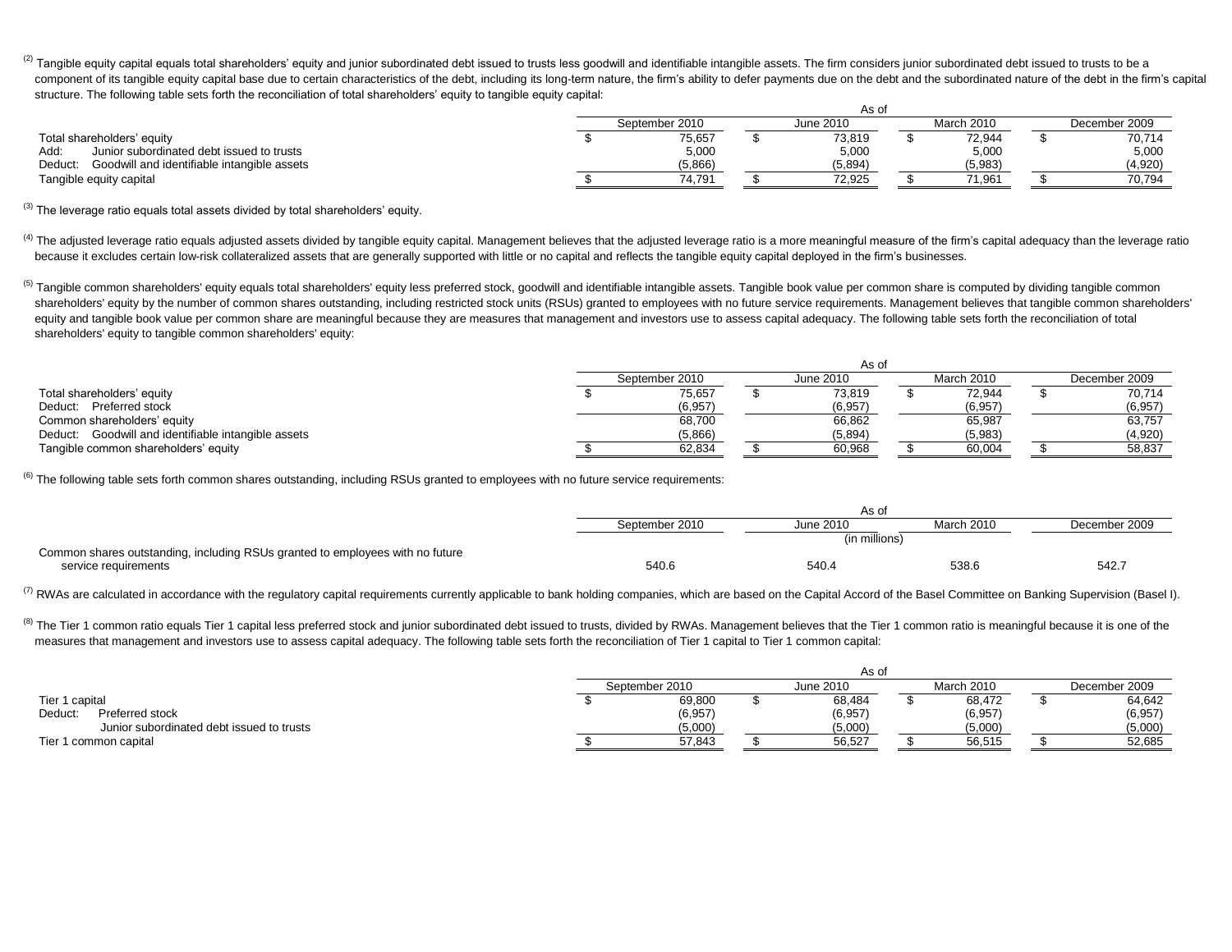(2) Tangible equity capital equals total shareholders' equity and junior subordinated debt issued to trusts less goodwill and identifiable intangible assets. The firm considers junior subordinated debt issued to trusts to be a component of its tangible equity capital base due to certain characteristics of the debt, including its long-term nature, the firm's ability to defer payments due on the debt and the subordinated nature of the debt in the firm's capital structure. The following table sets forth the reconciliation of total shareholders' equity to tangible equity capital:

| | As of | | | |
|---|---|---|---|---|
| | September 2010 | June 2010 | March 2010 | December 2009 |
| Total shareholders' equity | $ 75,657 | $ 73,819 | $ 72,944 | $ 70,714 |
| Add: Junior subordinated debt issued to trusts | 5,000 | 5,000 | 5,000 | 5,000 |
| Deduct: Goodwill and identifiable intangible assets | (5,866) | (5,894) | (5,983) | (4,920) |
| Tangible equity capital | $ 74,791 | $ 72,925 | $ 71,961 | $ 70,794 |

(3) The leverage ratio equals total assets divided by total shareholders' equity.

(4) The adjusted leverage ratio equals adjusted assets divided by tangible equity capital. Management believes that the adjusted leverage ratio is a more meaningful measure of the firm's capital adequacy than the leverage ratio because it excludes certain low-risk collateralized assets that are generally supported with little or no capital and reflects the tangible equity capital deployed in the firm's businesses.

(5) Tangible common shareholders' equity equals total shareholders' equity less preferred stock, goodwill and identifiable intangible assets. Tangible book value per common share is computed by dividing tangible common shareholders' equity by the number of common shares outstanding, including restricted stock units (RSUs) granted to employees with no future service requirements. Management believes that tangible common shareholders' equity and tangible book value per common share are meaningful because they are measures that management and investors use to assess capital adequacy. The following table sets forth the reconciliation of total shareholders' equity to tangible common shareholders' equity:

| | As of | | | |
|---|---|---|---|---|
| | September 2010 | June 2010 | March 2010 | December 2009 |
| Total shareholders' equity | $ 75,657 | $ 73,819 | $ 72,944 | $ 70,714 |
| Deduct: Preferred stock | (6,957) | (6,957) | (6,957) | (6,957) |
| Common shareholders' equity | 68,700 | 66,862 | 65,987 | 63,757 |
| Deduct: Goodwill and identifiable intangible assets | (5,866) | (5,894) | (5,983) | (4,920) |
| Tangible common shareholders' equity | $ 62,834 | $ 60,968 | $ 60,004 | $ 58,837 |

(6) The following table sets forth common shares outstanding, including RSUs granted to employees with no future service requirements:

| | As of | | | |
|---|---|---|---|---|
| | September 2010 | June 2010 | March 2010 | December 2009 |
| | (in millions) | | | |
| Common shares outstanding, including RSUs granted to employees with no future service requirements | 540.6 | 540.4 | 538.6 | 542.7 |

(7) RWAs are calculated in accordance with the regulatory capital requirements currently applicable to bank holding companies, which are based on the Capital Accord of the Basel Committee on Banking Supervision (Basel I).

(8) The Tier 1 common ratio equals Tier 1 capital less preferred stock and junior subordinated debt issued to trusts, divided by RWAs. Management believes that the Tier 1 common ratio is meaningful because it is one of the measures that management and investors use to assess capital adequacy. The following table sets forth the reconciliation of Tier 1 capital to Tier 1 common capital:

| | As of | | | |
|---|---|---|---|---|
| | September 2010 | June 2010 | March 2010 | December 2009 |
| Tier 1 capital | $ 69,800 | $ 68,484 | $ 68,472 | $ 64,642 |
| Deduct: Preferred stock | (6,957) | (6,957) | (6,957) | (6,957) |
| Junior subordinated debt issued to trusts | (5,000) | (5,000) | (5,000) | (5,000) |
| Tier 1 common capital | $ 57,843 | $ 56,527 | $ 56,515 | $ 52,685 |